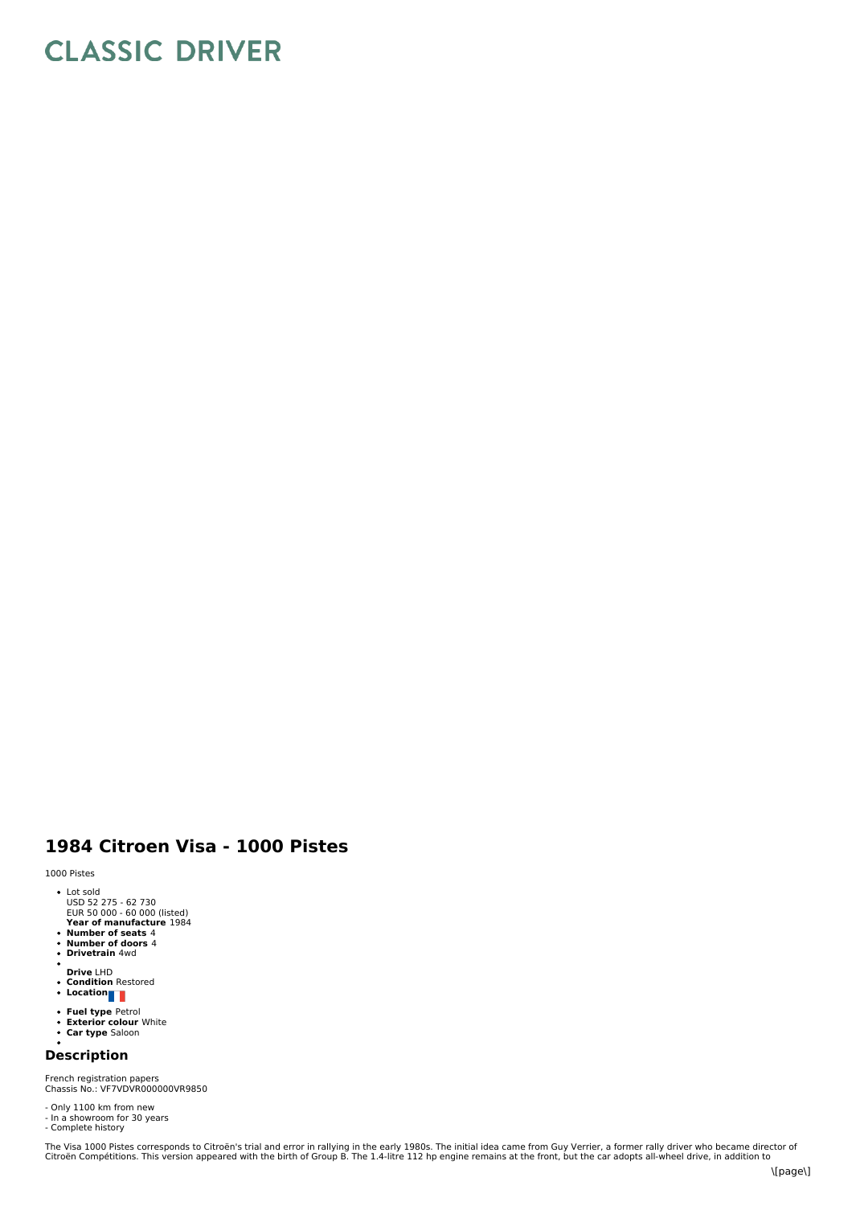# CLASSIC DRIVER

## 1984 Citroen Visa - 1000 Pistes

1000 Pistes

- Lot sold
  USD 52 275 - 62 730
  EUR 50 000 - 60 000 (listed)
  **Year of manufacture** 1984
- **Number of seats** 4
- **Number of doors** 4
- **Drivetrain** 4wd
- 
  **Drive** LHD
- **Condition** Restored
- **Location**
- **Fuel type** Petrol
- **Exterior colour** White
- **Car type** Saloon
- 

## Description

French registration papers
Chassis No.: VF7VDVR000000VR9850

- Only 1100 km from new
- In a showroom for 30 years
- Complete history

The Visa 1000 Pistes corresponds to Citroën's trial and error in rallying in the early 1980s. The initial idea came from Guy Verrier, a former rally driver who became director of Citroën Compétitions. This version appeared with the birth of Group B. The 1.4-litre 112 hp engine remains at the front, but the car adopts all-wheel drive, in addition to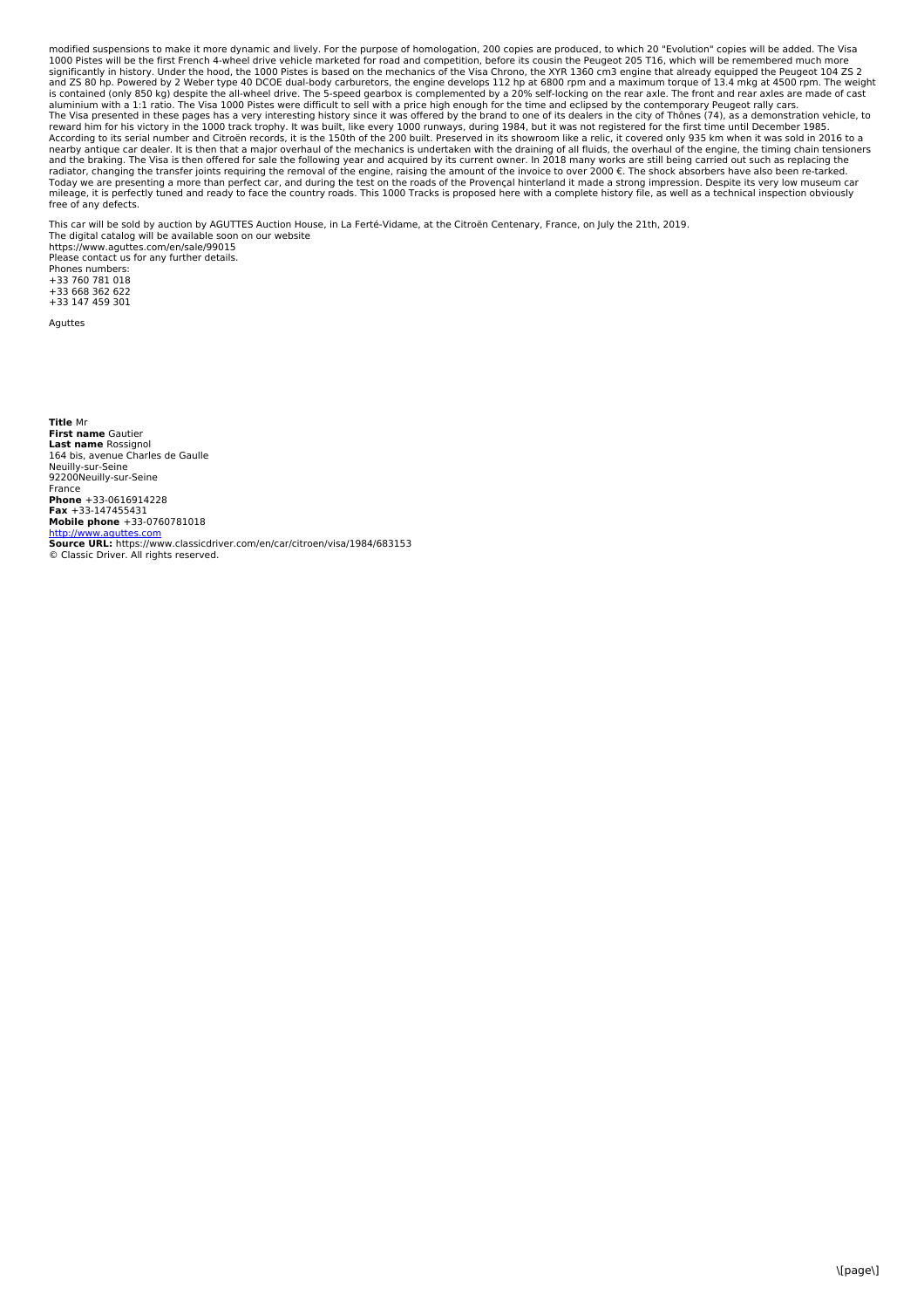modified suspensions to make it more dynamic and lively. For the purpose of homologation, 200 copies are produced, to which 20 "Evolution" copies will be added. The Visa 1000 Pistes will be the first French 4-wheel drive vehicle marketed for road and competition, before its cousin the Peugeot 205 T16, which will be remembered much more significantly in history. Under the hood, the 1000 Pistes is based on the mechanics of the Visa Chrono, the XYR 1360 cm3 engine that already equipped the Peugeot 104 ZS 2 and ZS 80 hp. Powered by 2 Weber type 40 DCOE dual-body carburetors, the engine develops 112 hp at 6800 rpm and a maximum torque of 13.4 mkg at 4500 rpm. The weight is contained (only 850 kg) despite the all-wheel drive. The 5-speed gearbox is complemented by a 20% self-locking on the rear axle. The front and rear axles are made of cast aluminium with a 1:1 ratio. The Visa 1000 Pistes were difficult to sell with a price high enough for the time and eclipsed by the contemporary Peugeot rally cars.
The Visa presented in these pages has a very interesting history since it was offered by the brand to one of its dealers in the city of Thônes (74), as a demonstration vehicle, to reward him for his victory in the 1000 track trophy. It was built, like every 1000 runways, during 1984, but it was not registered for the first time until December 1985. According to its serial number and Citroën records, it is the 150th of the 200 built. Preserved in its showroom like a relic, it covered only 935 km when it was sold in 2016 to a nearby antique car dealer. It is then that a major overhaul of the mechanics is undertaken with the draining of all fluids, the overhaul of the engine, the timing chain tensioners and the braking. The Visa is then offered for sale the following year and acquired by its current owner. In 2018 many works are still being carried out such as replacing the radiator, changing the transfer joints requiring the removal of the engine, raising the amount of the invoice to over 2000 €. The shock absorbers have also been re-tarked. Today we are presenting a more than perfect car, and during the test on the roads of the Provençal hinterland it made a strong impression. Despite its very low museum car mileage, it is perfectly tuned and ready to face the country roads. This 1000 Tracks is proposed here with a complete history file, as well as a technical inspection obviously free of any defects.

This car will be sold by auction by AGUTTES Auction House, in La Ferté-Vidame, at the Citroën Centenary, France, on July the 21th, 2019.
The digital catalog will be available soon on our website
https://www.aguttes.com/en/sale/99015
Please contact us for any further details.
Phones numbers:
+33 760 781 018
+33 668 362 622
+33 147 459 301

Aguttes

**Title** Mr
**First name** Gautier
**Last name** Rossignol
164 bis, avenue Charles de Gaulle
Neuilly-sur-Seine
92200Neuilly-sur-Seine
France
**Phone** +33-0616914228
**Fax** +33-147455431
**Mobile phone** +33-0760781018
http://www.aguttes.com
**Source URL:** https://www.classicdriver.com/en/car/citroen/visa/1984/683153
© Classic Driver. All rights reserved.